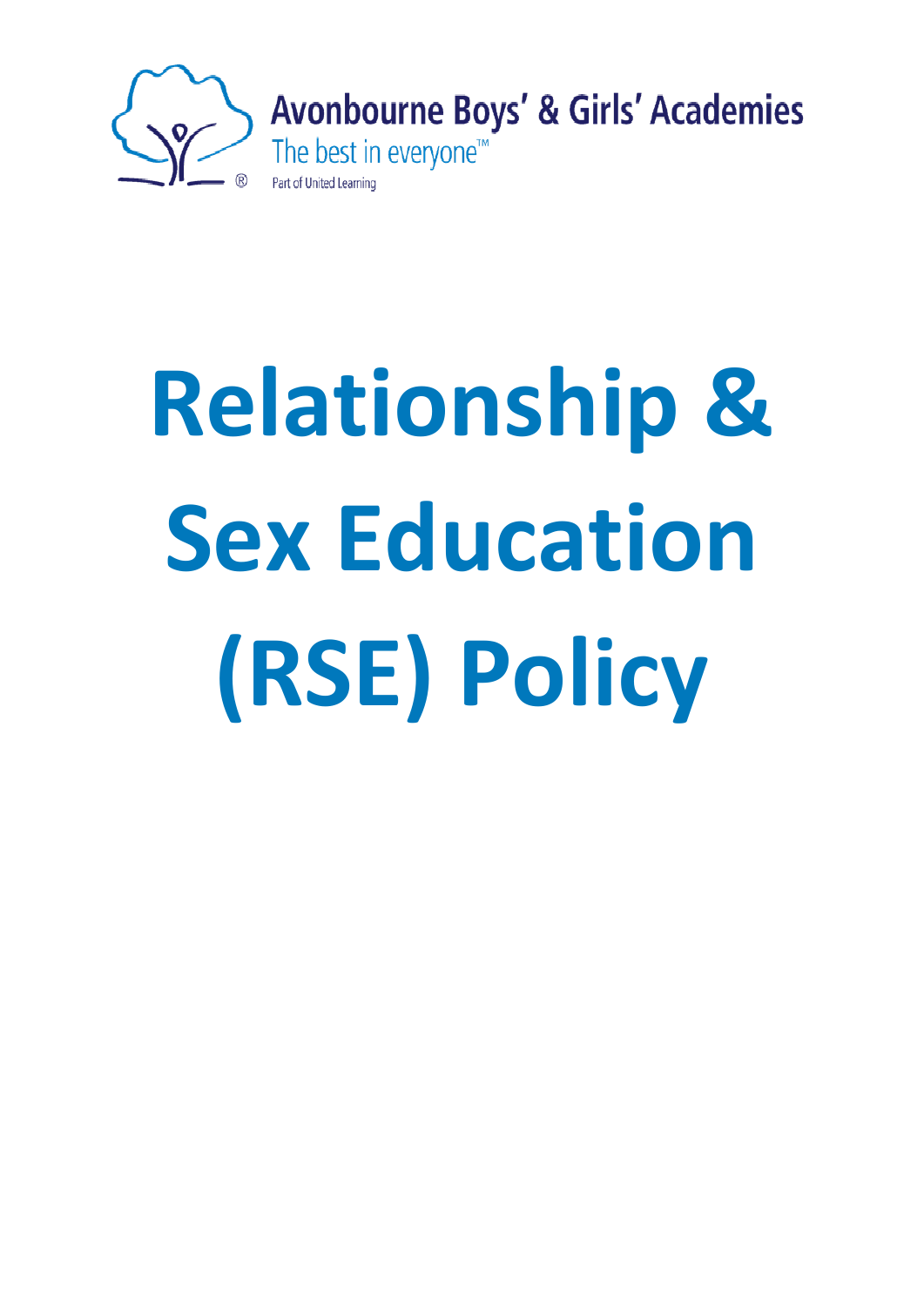Avonbourne Boys' & Girls' Academies

The best in everyone™

Part of United Learning

# Relationship & Sex Education (RSE) Policy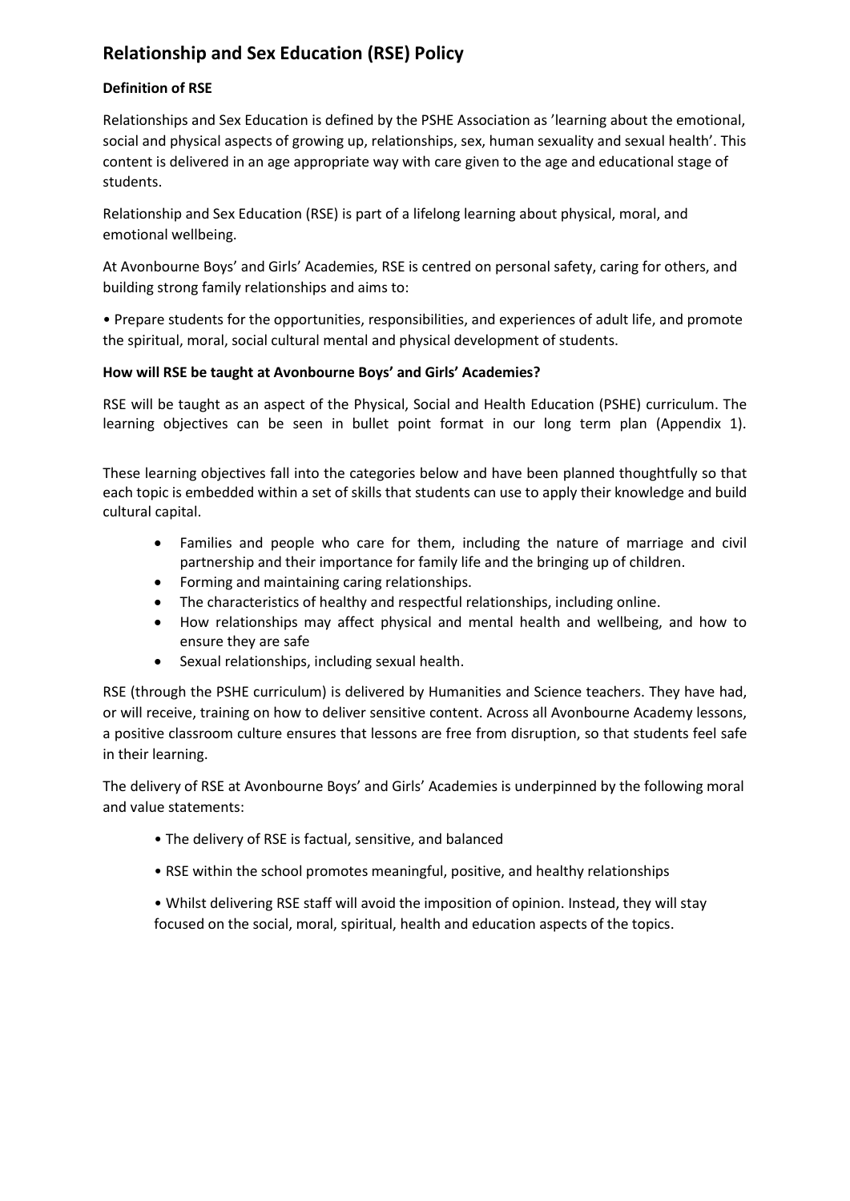## Relationship and Sex Education (RSE) Policy

**Definition of RSE**

Relationships and Sex Education is defined by the PSHE Association as 'learning about the emotional, social and physical aspects of growing up, relationships, sex, human sexuality and sexual health'. This content is delivered in an age appropriate way with care given to the age and educational stage of students.

Relationship and Sex Education (RSE) is part of a lifelong learning about physical, moral, and emotional wellbeing.

At Avonbourne Boys' and Girls' Academies, RSE is centred on personal safety, caring for others, and building strong family relationships and aims to:

• Prepare students for the opportunities, responsibilities, and experiences of adult life, and promote the spiritual, moral, social cultural mental and physical development of students.

**How will RSE be taught at Avonbourne Boys' and Girls' Academies?**

RSE will be taught as an aspect of the Physical, Social and Health Education (PSHE) curriculum. The learning objectives can be seen in bullet point format in our long term plan (Appendix 1).

These learning objectives fall into the categories below and have been planned thoughtfully so that each topic is embedded within a set of skills that students can use to apply their knowledge and build cultural capital.

- Families and people who care for them, including the nature of marriage and civil partnership and their importance for family life and the bringing up of children.
- Forming and maintaining caring relationships.
- The characteristics of healthy and respectful relationships, including online.
- How relationships may affect physical and mental health and wellbeing, and how to ensure they are safe
- Sexual relationships, including sexual health.

RSE (through the PSHE curriculum) is delivered by Humanities and Science teachers. They have had, or will receive, training on how to deliver sensitive content. Across all Avonbourne Academy lessons, a positive classroom culture ensures that lessons are free from disruption, so that students feel safe in their learning.

The delivery of RSE at Avonbourne Boys' and Girls' Academies is underpinned by the following moral and value statements:

• The delivery of RSE is factual, sensitive, and balanced

• RSE within the school promotes meaningful, positive, and healthy relationships

• Whilst delivering RSE staff will avoid the imposition of opinion. Instead, they will stay focused on the social, moral, spiritual, health and education aspects of the topics.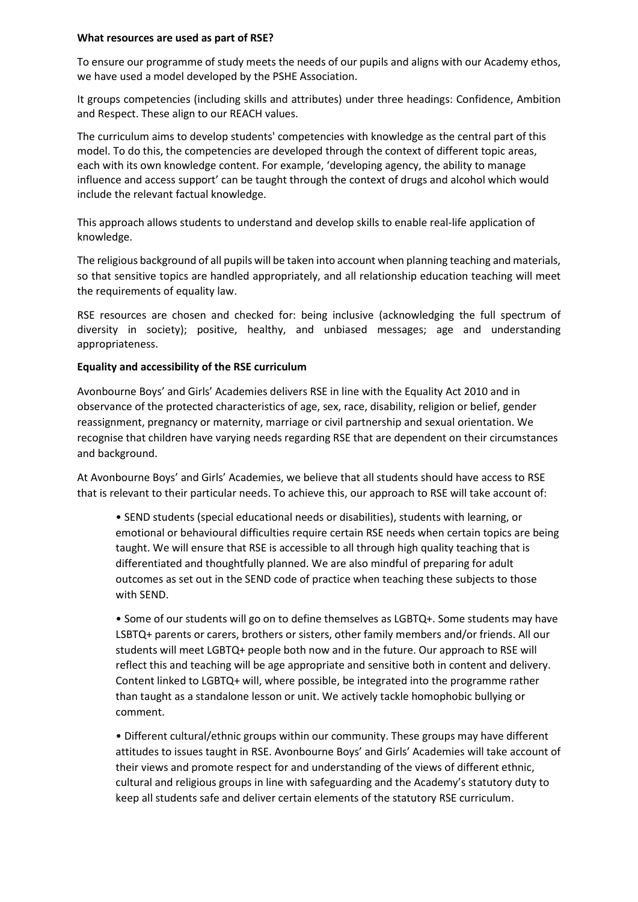**What resources are used as part of RSE?**

To ensure our programme of study meets the needs of our pupils and aligns with our Academy ethos, we have used a model developed by the PSHE Association.

It groups competencies (including skills and attributes) under three headings: Confidence, Ambition and Respect. These align to our REACH values.

The curriculum aims to develop students' competencies with knowledge as the central part of this model. To do this, the competencies are developed through the context of different topic areas, each with its own knowledge content. For example, 'developing agency, the ability to manage influence and access support' can be taught through the context of drugs and alcohol which would include the relevant factual knowledge.

This approach allows students to understand and develop skills to enable real-life application of knowledge.

The religious background of all pupils will be taken into account when planning teaching and materials, so that sensitive topics are handled appropriately, and all relationship education teaching will meet the requirements of equality law.

RSE resources are chosen and checked for: being inclusive (acknowledging the full spectrum of diversity in society); positive, healthy, and unbiased messages; age and understanding appropriateness.

**Equality and accessibility of the RSE curriculum**

Avonbourne Boys' and Girls' Academies delivers RSE in line with the Equality Act 2010 and in observance of the protected characteristics of age, sex, race, disability, religion or belief, gender reassignment, pregnancy or maternity, marriage or civil partnership and sexual orientation. We recognise that children have varying needs regarding RSE that are dependent on their circumstances and background.

At Avonbourne Boys' and Girls' Academies, we believe that all students should have access to RSE that is relevant to their particular needs. To achieve this, our approach to RSE will take account of:

- SEND students (special educational needs or disabilities), students with learning, or emotional or behavioural difficulties require certain RSE needs when certain topics are being taught. We will ensure that RSE is accessible to all through high quality teaching that is differentiated and thoughtfully planned. We are also mindful of preparing for adult outcomes as set out in the SEND code of practice when teaching these subjects to those with SEND.

- Some of our students will go on to define themselves as LGBTQ+. Some students may have LSBTQ+ parents or carers, brothers or sisters, other family members and/or friends. All our students will meet LGBTQ+ people both now and in the future. Our approach to RSE will reflect this and teaching will be age appropriate and sensitive both in content and delivery. Content linked to LGBTQ+ will, where possible, be integrated into the programme rather than taught as a standalone lesson or unit. We actively tackle homophobic bullying or comment.

- Different cultural/ethnic groups within our community. These groups may have different attitudes to issues taught in RSE. Avonbourne Boys' and Girls' Academies will take account of their views and promote respect for and understanding of the views of different ethnic, cultural and religious groups in line with safeguarding and the Academy's statutory duty to keep all students safe and deliver certain elements of the statutory RSE curriculum.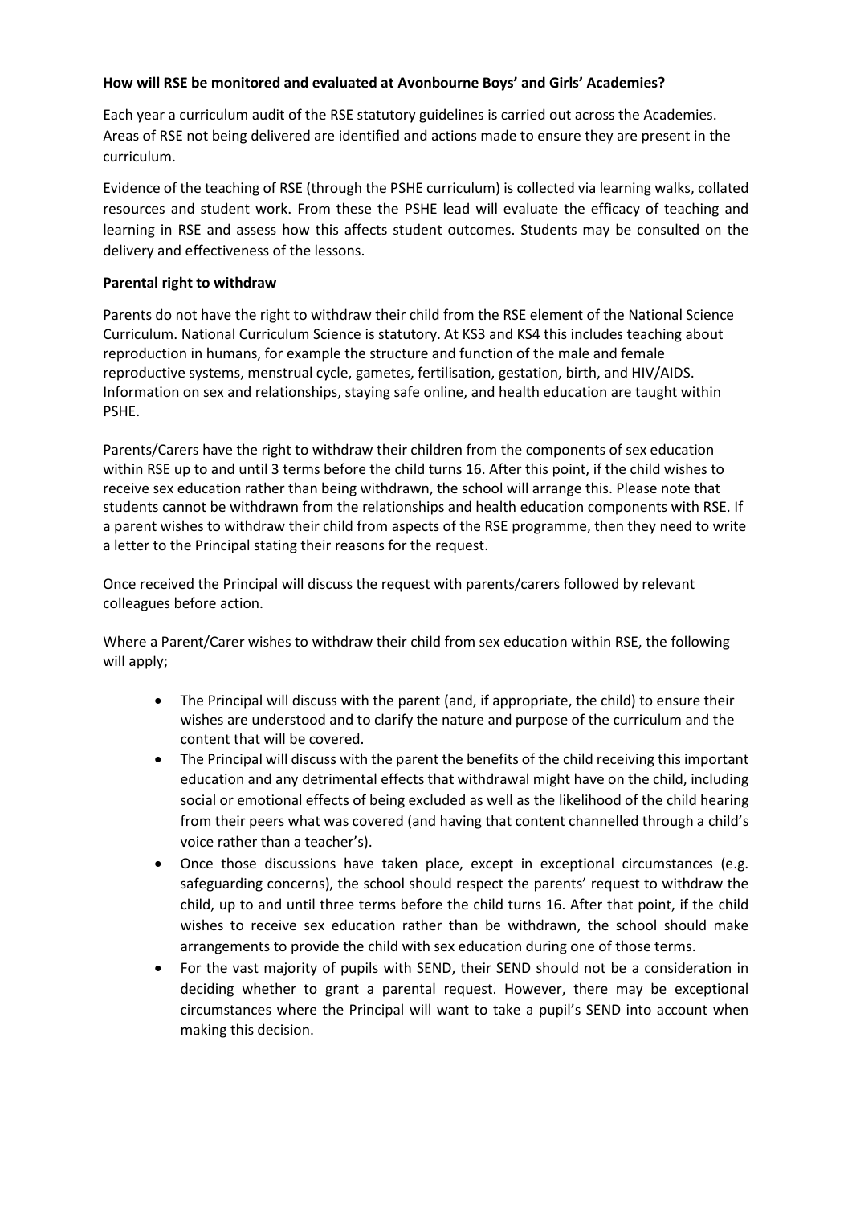**How will RSE be monitored and evaluated at Avonbourne Boys' and Girls' Academies?**

Each year a curriculum audit of the RSE statutory guidelines is carried out across the Academies. Areas of RSE not being delivered are identified and actions made to ensure they are present in the curriculum.

Evidence of the teaching of RSE (through the PSHE curriculum) is collected via learning walks, collated resources and student work. From these the PSHE lead will evaluate the efficacy of teaching and learning in RSE and assess how this affects student outcomes. Students may be consulted on the delivery and effectiveness of the lessons.

**Parental right to withdraw**

Parents do not have the right to withdraw their child from the RSE element of the National Science Curriculum. National Curriculum Science is statutory. At KS3 and KS4 this includes teaching about reproduction in humans, for example the structure and function of the male and female reproductive systems, menstrual cycle, gametes, fertilisation, gestation, birth, and HIV/AIDS. Information on sex and relationships, staying safe online, and health education are taught within PSHE.

Parents/Carers have the right to withdraw their children from the components of sex education within RSE up to and until 3 terms before the child turns 16. After this point, if the child wishes to receive sex education rather than being withdrawn, the school will arrange this. Please note that students cannot be withdrawn from the relationships and health education components with RSE. If a parent wishes to withdraw their child from aspects of the RSE programme, then they need to write a letter to the Principal stating their reasons for the request.

Once received the Principal will discuss the request with parents/carers followed by relevant colleagues before action.

Where a Parent/Carer wishes to withdraw their child from sex education within RSE, the following will apply;

- The Principal will discuss with the parent (and, if appropriate, the child) to ensure their wishes are understood and to clarify the nature and purpose of the curriculum and the content that will be covered.
- The Principal will discuss with the parent the benefits of the child receiving this important education and any detrimental effects that withdrawal might have on the child, including social or emotional effects of being excluded as well as the likelihood of the child hearing from their peers what was covered (and having that content channelled through a child's voice rather than a teacher's).
- Once those discussions have taken place, except in exceptional circumstances (e.g. safeguarding concerns), the school should respect the parents' request to withdraw the child, up to and until three terms before the child turns 16. After that point, if the child wishes to receive sex education rather than be withdrawn, the school should make arrangements to provide the child with sex education during one of those terms.
- For the vast majority of pupils with SEND, their SEND should not be a consideration in deciding whether to grant a parental request. However, there may be exceptional circumstances where the Principal will want to take a pupil's SEND into account when making this decision.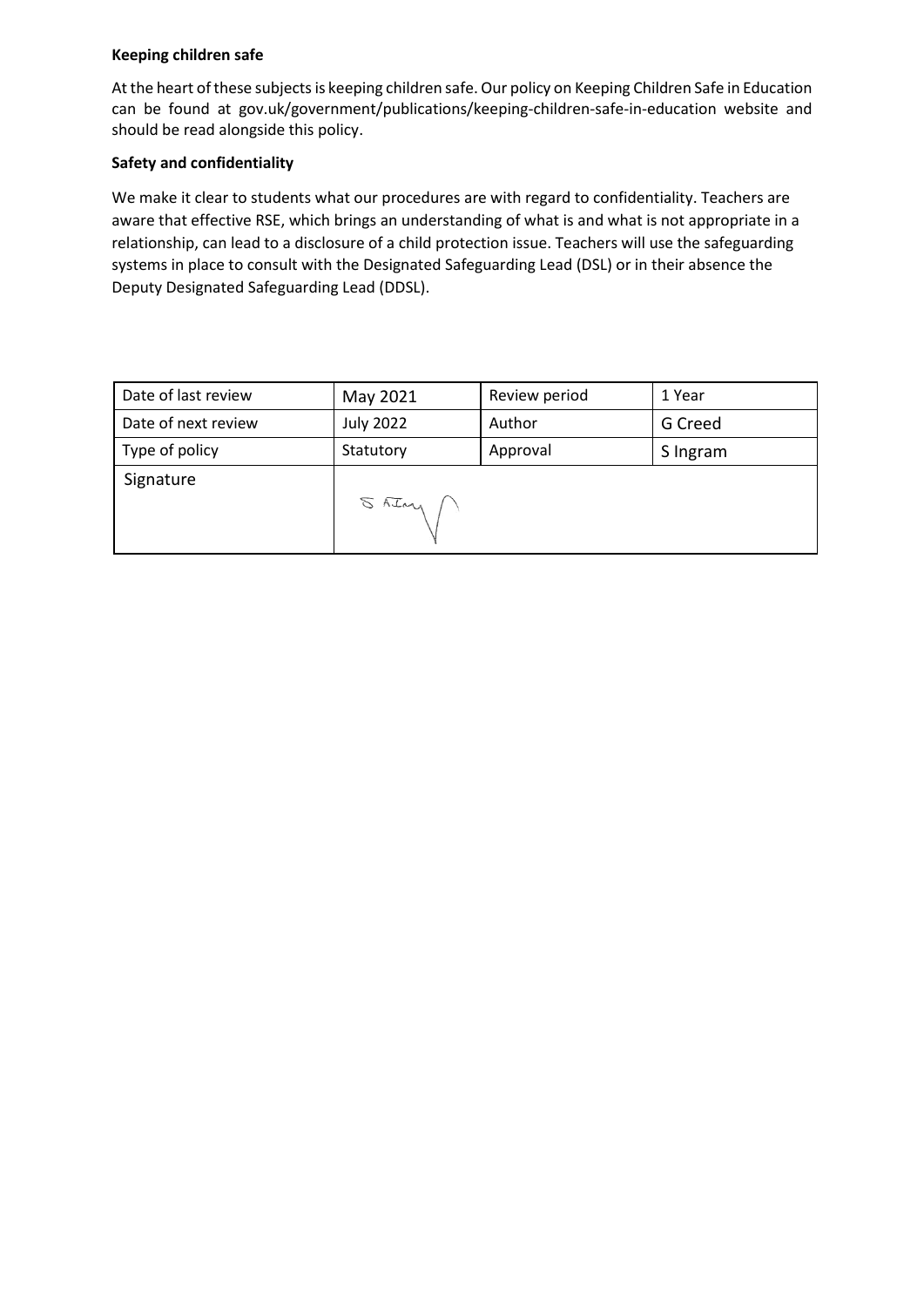**Keeping children safe**

At the heart of these subjects is keeping children safe. Our policy on Keeping Children Safe in Education can be found at gov.uk/government/publications/keeping-children-safe-in-education website and should be read alongside this policy.

**Safety and confidentiality**

We make it clear to students what our procedures are with regard to confidentiality. Teachers are aware that effective RSE, which brings an understanding of what is and what is not appropriate in a relationship, can lead to a disclosure of a child protection issue. Teachers will use the safeguarding systems in place to consult with the Designated Safeguarding Lead (DSL) or in their absence the Deputy Designated Safeguarding Lead (DDSL).

| Date of last review | May 2021 | Review period | 1 Year |
|---|---|---|---|
| Date of next review | July 2022 | Author | G Creed |
| Type of policy | Statutory | Approval | S Ingram |
| Signature | S AIng | | |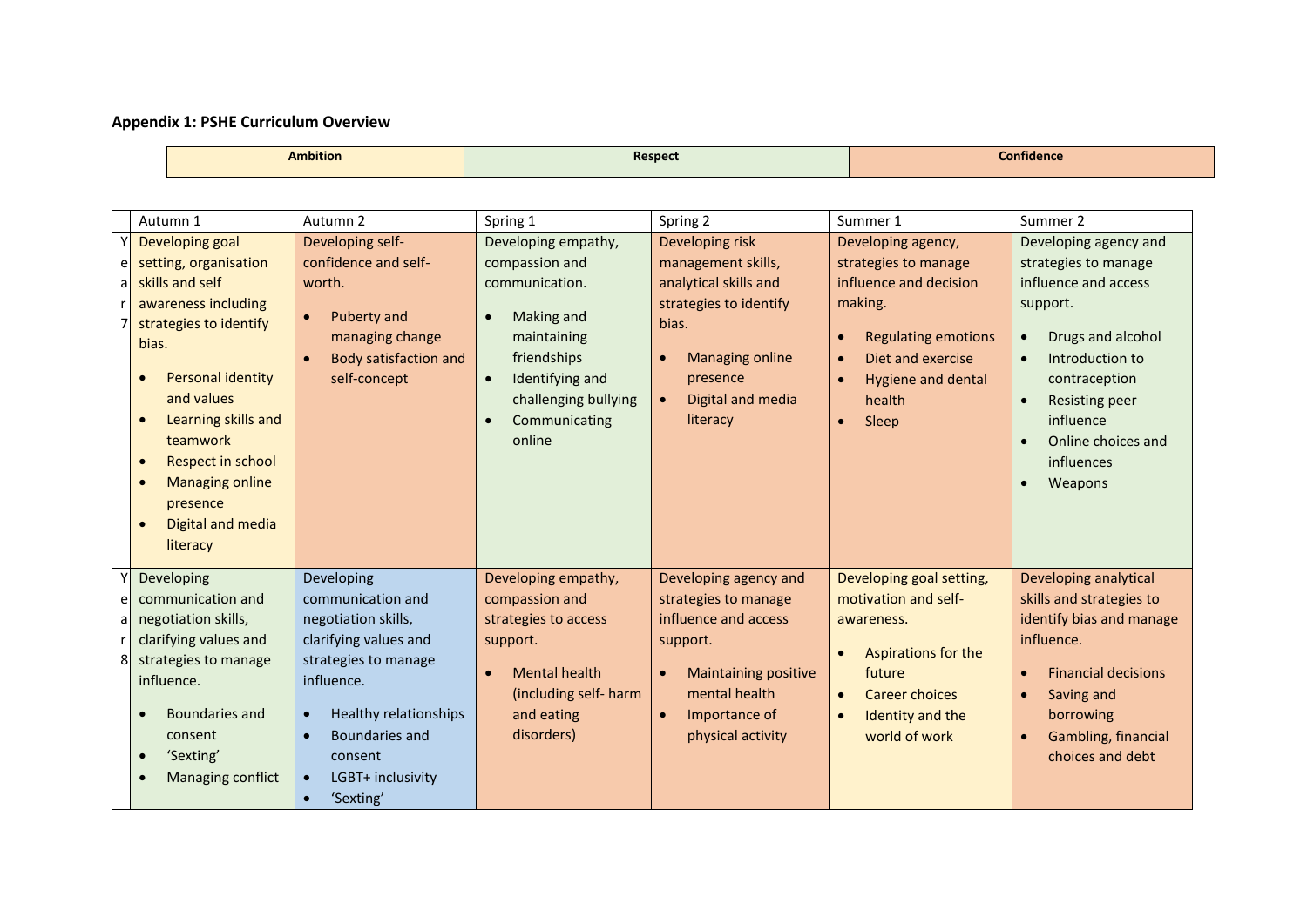**Appendix 1: PSHE Curriculum Overview**

| Ambition | Respect | Confidence |
|---|---|---|

| | Autumn 1 | Autumn 2 | Spring 1 | Spring 2 | Summer 1 | Summer 2 |
|---|---|---|---|---|---|---|
| Year 7 | Developing goal setting, organisation skills and self awareness including strategies to identify bias.<br>• Personal identity and values<br>• Learning skills and teamwork<br>• Respect in school<br>• Managing online presence<br>• Digital and media literacy | Developing self-confidence and self-worth.<br>• Puberty and managing change<br>• Body satisfaction and self-concept | Developing empathy, compassion and communication.<br>• Making and maintaining friendships<br>• Identifying and challenging bullying<br>• Communicating online | Developing risk management skills, analytical skills and strategies to identify bias.<br>• Managing online presence<br>• Digital and media literacy | Developing agency, strategies to manage influence and decision making.<br>• Regulating emotions<br>• Diet and exercise<br>• Hygiene and dental health<br>• Sleep | Developing agency and strategies to manage influence and access support.<br>• Drugs and alcohol<br>• Introduction to contraception<br>• Resisting peer influence<br>• Online choices and influences<br>• Weapons |
| Year 8 | Developing communication and negotiation skills, clarifying values and strategies to manage influence.<br>• Boundaries and consent<br>• 'Sexting'<br>• Managing conflict | Developing communication and negotiation skills, clarifying values and strategies to manage influence.<br>• Healthy relationships<br>• Boundaries and consent<br>• LGBT+ inclusivity<br>• 'Sexting' | Developing empathy, compassion and strategies to access support.<br>• Mental health (including self- harm and eating disorders) | Developing agency and strategies to manage influence and access support.<br>• Maintaining positive mental health<br>• Importance of physical activity | Developing goal setting, motivation and self-awareness.<br>• Aspirations for the future<br>• Career choices<br>• Identity and the world of work | Developing analytical skills and strategies to identify bias and manage influence.<br>• Financial decisions<br>• Saving and borrowing<br>• Gambling, financial choices and debt |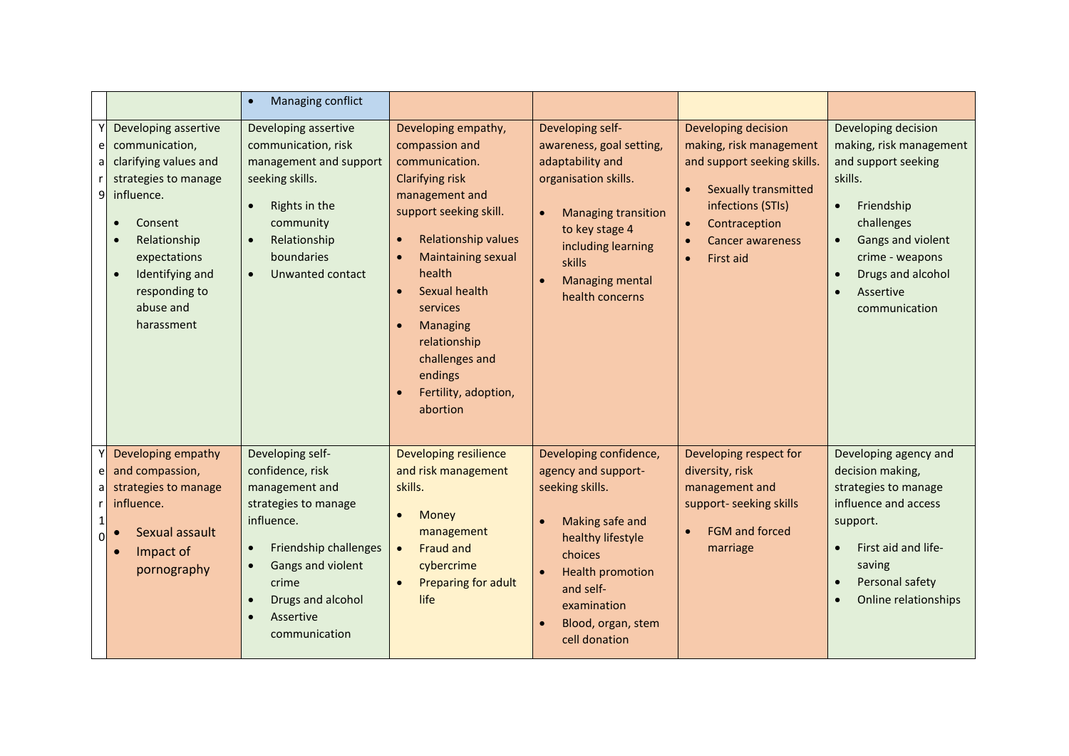| | | | | | | |
|---|---|---|---|---|---|---|
| | | • Managing conflict | | | | |
| Year 9 | Developing assertive communication, clarifying values and strategies to manage influence.<br><br>• Consent<br>• Relationship expectations<br>• Identifying and responding to abuse and harassment | Developing assertive communication, risk management and support seeking skills.<br><br>• Rights in the community<br>• Relationship boundaries<br>• Unwanted contact | Developing empathy, compassion and communication. Clarifying risk management and support seeking skill.<br><br>• Relationship values<br>• Maintaining sexual health<br>• Sexual health services<br>• Managing relationship challenges and endings<br>• Fertility, adoption, abortion | Developing self-awareness, goal setting, adaptability and organisation skills.<br><br>• Managing transition to key stage 4 including learning skills<br>• Managing mental health concerns | Developing decision making, risk management and support seeking skills.<br><br>• Sexually transmitted infections (STIs)<br>• Contraception<br>• Cancer awareness<br>• First aid | Developing decision making, risk management and support seeking skills.<br><br>• Friendship challenges<br>• Gangs and violent crime - weapons<br>• Drugs and alcohol<br>• Assertive communication |
| Year 10 | Developing empathy and compassion, strategies to manage influence.<br><br>• Sexual assault<br>• Impact of pornography | Developing self-confidence, risk management and strategies to manage influence.<br><br>• Friendship challenges<br>• Gangs and violent crime<br>• Drugs and alcohol<br>• Assertive communication | Developing resilience and risk management skills.<br><br>• Money management<br>• Fraud and cybercrime<br>• Preparing for adult life | Developing confidence, agency and support-seeking skills.<br><br>• Making safe and healthy lifestyle choices<br>• Health promotion and self-examination<br>• Blood, organ, stem cell donation | Developing respect for diversity, risk management and support- seeking skills<br><br>• FGM and forced marriage | Developing agency and decision making, strategies to manage influence and access support.<br><br>• First aid and life-saving<br>• Personal safety<br>• Online relationships |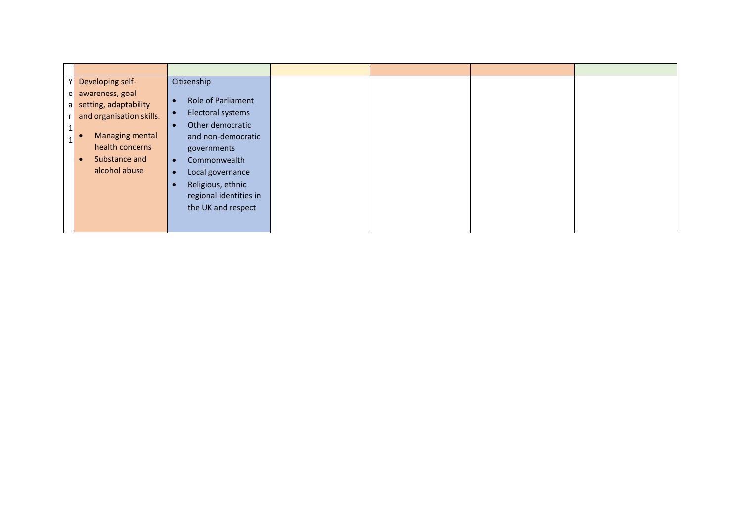|  |  |  |  |  |  |  |
|---|---|---|---|---|---|---|
| Year 11 | Developing self-awareness, goal setting, adaptability and organisation skills.<br>• Managing mental health concerns<br>• Substance and alcohol abuse | Citizenship<br>• Role of Parliament<br>• Electoral systems<br>• Other democratic and non-democratic governments<br>• Commonwealth<br>• Local governance<br>• Religious, ethnic regional identities in the UK and respect |  |  |  |  |